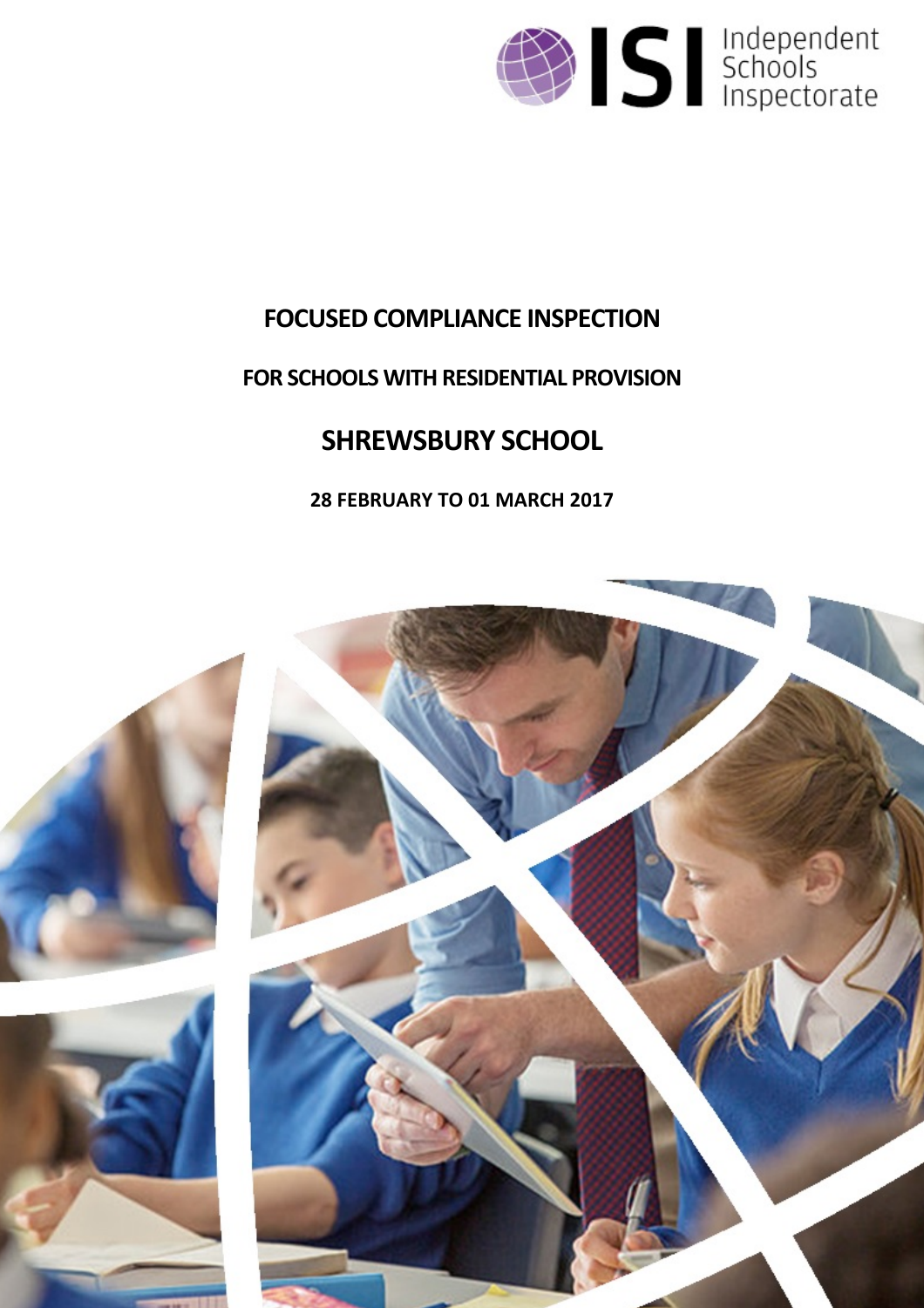ISI Independent Schools Inspectorate

# FOCUSED COMPLIANCE INSPECTION

## FOR SCHOOLS WITH RESIDENTIAL PROVISION

# SHREWSBURY SCHOOL

**28 FEBRUARY TO 01 MARCH 2017**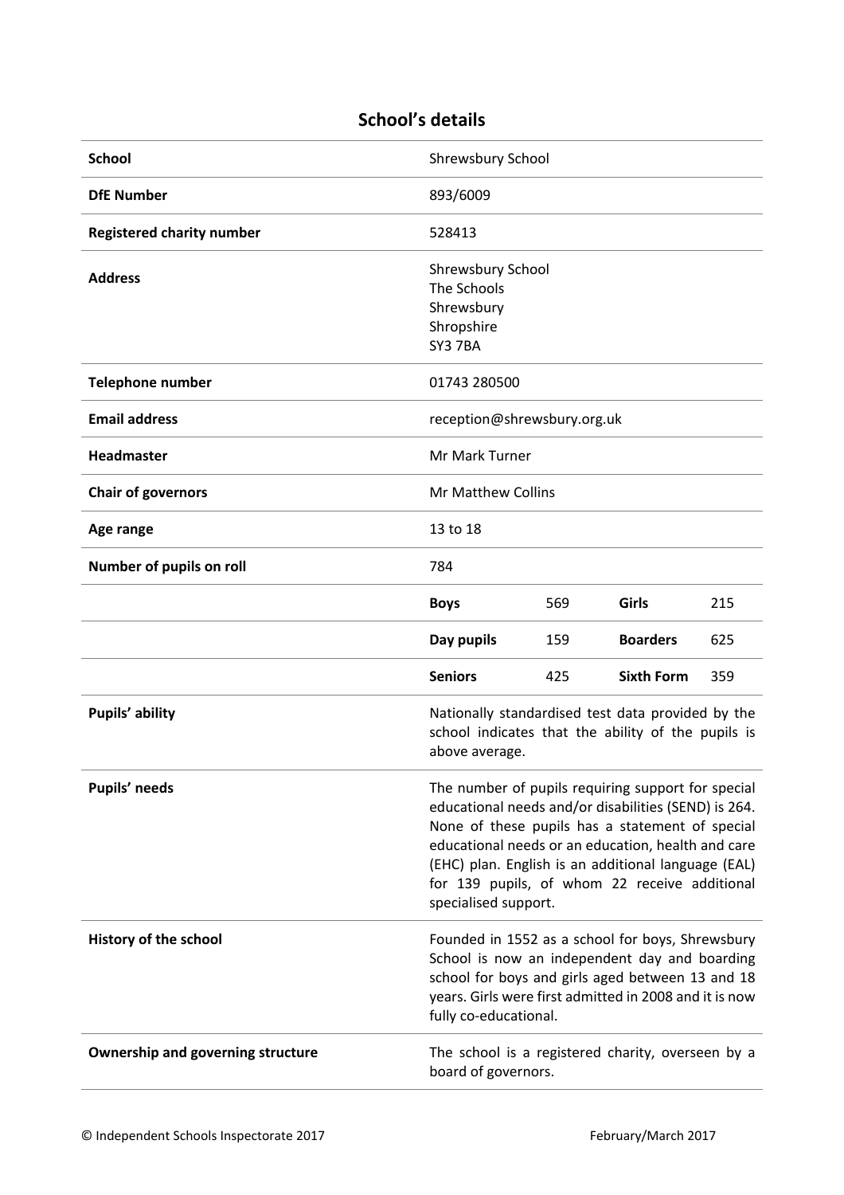## School's details

| School | Shrewsbury School | | | |
|---|---|---|---|---|
| **DfE Number** | 893/6009 | | | |
| **Registered charity number** | 528413 | | | |
| **Address** | Shrewsbury School<br>The Schools<br>Shrewsbury<br>Shropshire<br>SY3 7BA | | | |
| **Telephone number** | 01743 280500 | | | |
| **Email address** | reception@shrewsbury.org.uk | | | |
| **Headmaster** | Mr Mark Turner | | | |
| **Chair of governors** | Mr Matthew Collins | | | |
| **Age range** | 13 to 18 | | | |
| **Number of pupils on roll** | 784 | | | |
| | **Boys** | 569 | **Girls** | 215 |
| | **Day pupils** | 159 | **Boarders** | 625 |
| | **Seniors** | 425 | **Sixth Form** | 359 |
| **Pupils' ability** | Nationally standardised test data provided by the school indicates that the ability of the pupils is above average. | | | |
| **Pupils' needs** | The number of pupils requiring support for special educational needs and/or disabilities (SEND) is 264. None of these pupils has a statement of special educational needs or an education, health and care (EHC) plan. English is an additional language (EAL) for 139 pupils, of whom 22 receive additional specialised support. | | | |
| **History of the school** | Founded in 1552 as a school for boys, Shrewsbury School is now an independent day and boarding school for boys and girls aged between 13 and 18 years. Girls were first admitted in 2008 and it is now fully co-educational. | | | |
| **Ownership and governing structure** | The school is a registered charity, overseen by a board of governors. | | | |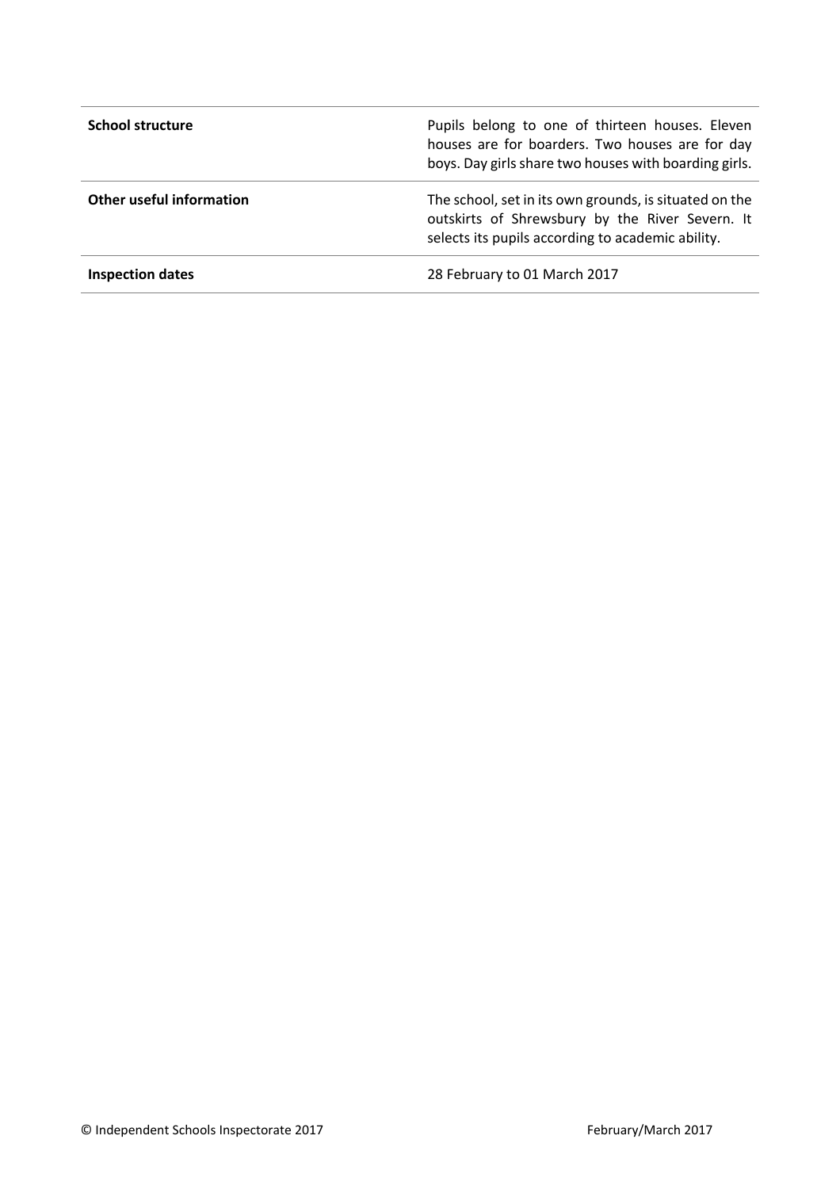| | |
|---|---|
| **School structure** | Pupils belong to one of thirteen houses. Eleven houses are for boarders. Two houses are for day boys. Day girls share two houses with boarding girls. |
| **Other useful information** | The school, set in its own grounds, is situated on the outskirts of Shrewsbury by the River Severn. It selects its pupils according to academic ability. |
| **Inspection dates** | 28 February to 01 March 2017 |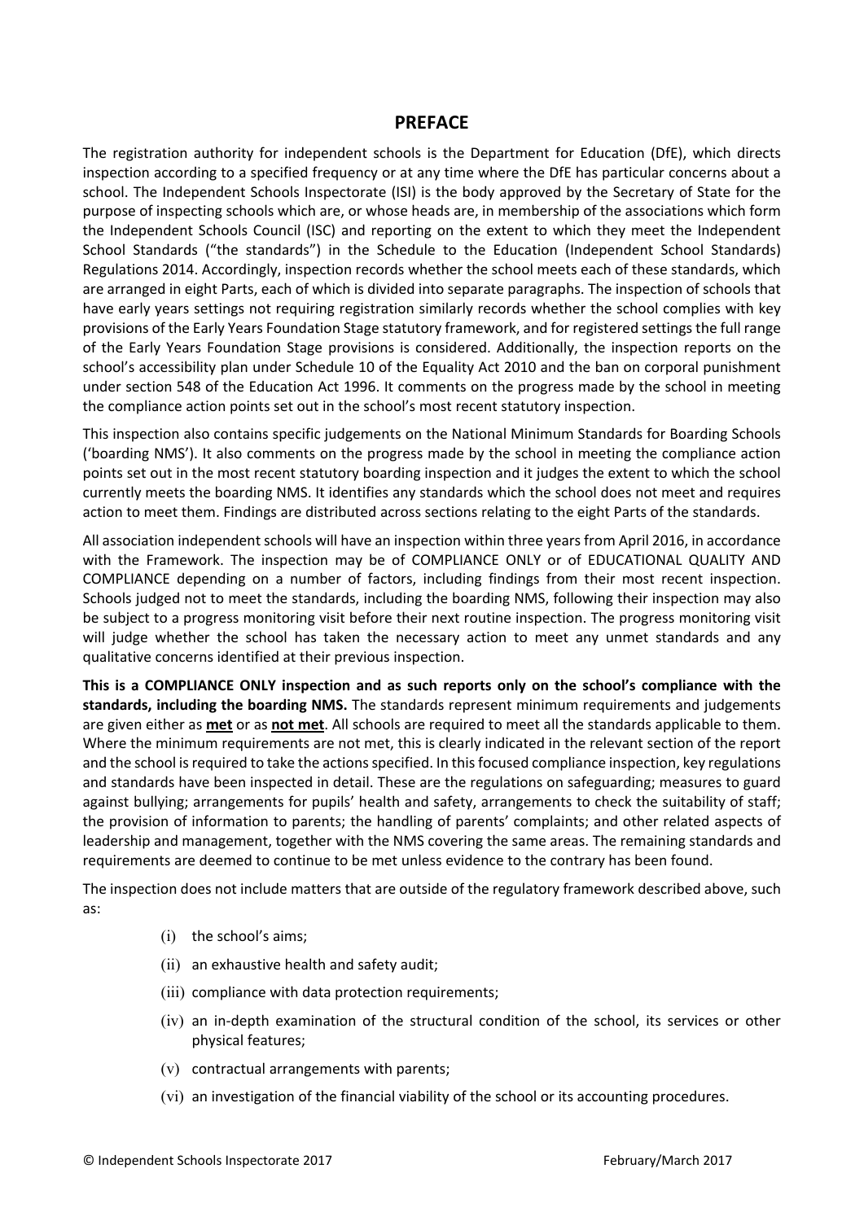## PREFACE

The registration authority for independent schools is the Department for Education (DfE), which directs inspection according to a specified frequency or at any time where the DfE has particular concerns about a school. The Independent Schools Inspectorate (ISI) is the body approved by the Secretary of State for the purpose of inspecting schools which are, or whose heads are, in membership of the associations which form the Independent Schools Council (ISC) and reporting on the extent to which they meet the Independent School Standards ("the standards") in the Schedule to the Education (Independent School Standards) Regulations 2014. Accordingly, inspection records whether the school meets each of these standards, which are arranged in eight Parts, each of which is divided into separate paragraphs. The inspection of schools that have early years settings not requiring registration similarly records whether the school complies with key provisions of the Early Years Foundation Stage statutory framework, and for registered settings the full range of the Early Years Foundation Stage provisions is considered. Additionally, the inspection reports on the school's accessibility plan under Schedule 10 of the Equality Act 2010 and the ban on corporal punishment under section 548 of the Education Act 1996. It comments on the progress made by the school in meeting the compliance action points set out in the school's most recent statutory inspection.

This inspection also contains specific judgements on the National Minimum Standards for Boarding Schools ('boarding NMS'). It also comments on the progress made by the school in meeting the compliance action points set out in the most recent statutory boarding inspection and it judges the extent to which the school currently meets the boarding NMS. It identifies any standards which the school does not meet and requires action to meet them. Findings are distributed across sections relating to the eight Parts of the standards.

All association independent schools will have an inspection within three years from April 2016, in accordance with the Framework. The inspection may be of COMPLIANCE ONLY or of EDUCATIONAL QUALITY AND COMPLIANCE depending on a number of factors, including findings from their most recent inspection. Schools judged not to meet the standards, including the boarding NMS, following their inspection may also be subject to a progress monitoring visit before their next routine inspection. The progress monitoring visit will judge whether the school has taken the necessary action to meet any unmet standards and any qualitative concerns identified at their previous inspection.

**This is a COMPLIANCE ONLY inspection and as such reports only on the school's compliance with the standards, including the boarding NMS.** The standards represent minimum requirements and judgements are given either as **met** or as **not met**. All schools are required to meet all the standards applicable to them. Where the minimum requirements are not met, this is clearly indicated in the relevant section of the report and the school is required to take the actions specified. In this focused compliance inspection, key regulations and standards have been inspected in detail. These are the regulations on safeguarding; measures to guard against bullying; arrangements for pupils' health and safety, arrangements to check the suitability of staff; the provision of information to parents; the handling of parents' complaints; and other related aspects of leadership and management, together with the NMS covering the same areas. The remaining standards and requirements are deemed to continue to be met unless evidence to the contrary has been found.

The inspection does not include matters that are outside of the regulatory framework described above, such as:

(i) the school's aims;

(ii) an exhaustive health and safety audit;

(iii) compliance with data protection requirements;

(iv) an in-depth examination of the structural condition of the school, its services or other physical features;

(v) contractual arrangements with parents;

(vi) an investigation of the financial viability of the school or its accounting procedures.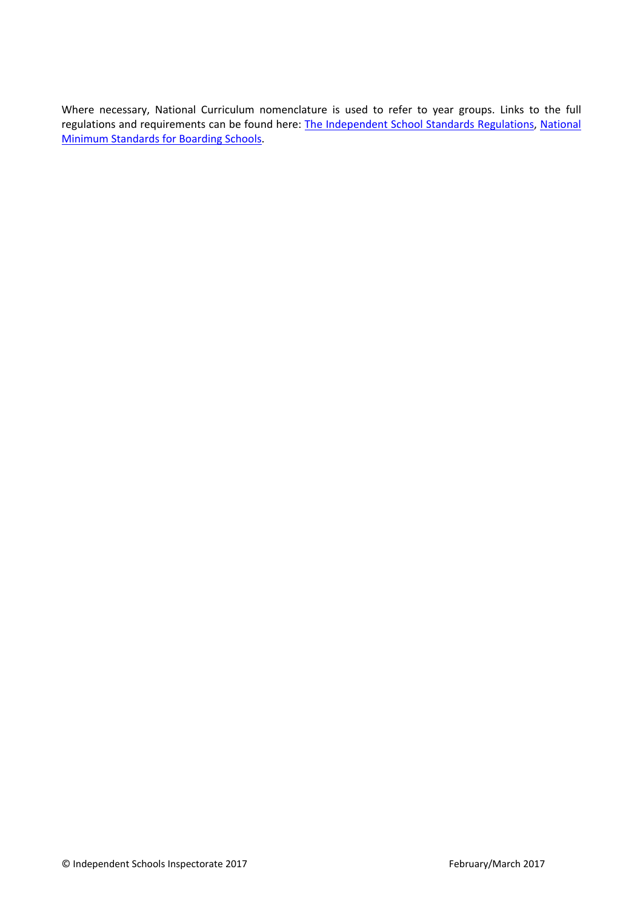Where necessary, National Curriculum nomenclature is used to refer to year groups. Links to the full regulations and requirements can be found here: [The Independent School Standards Regulations](), [National Minimum Standards for Boarding Schools]().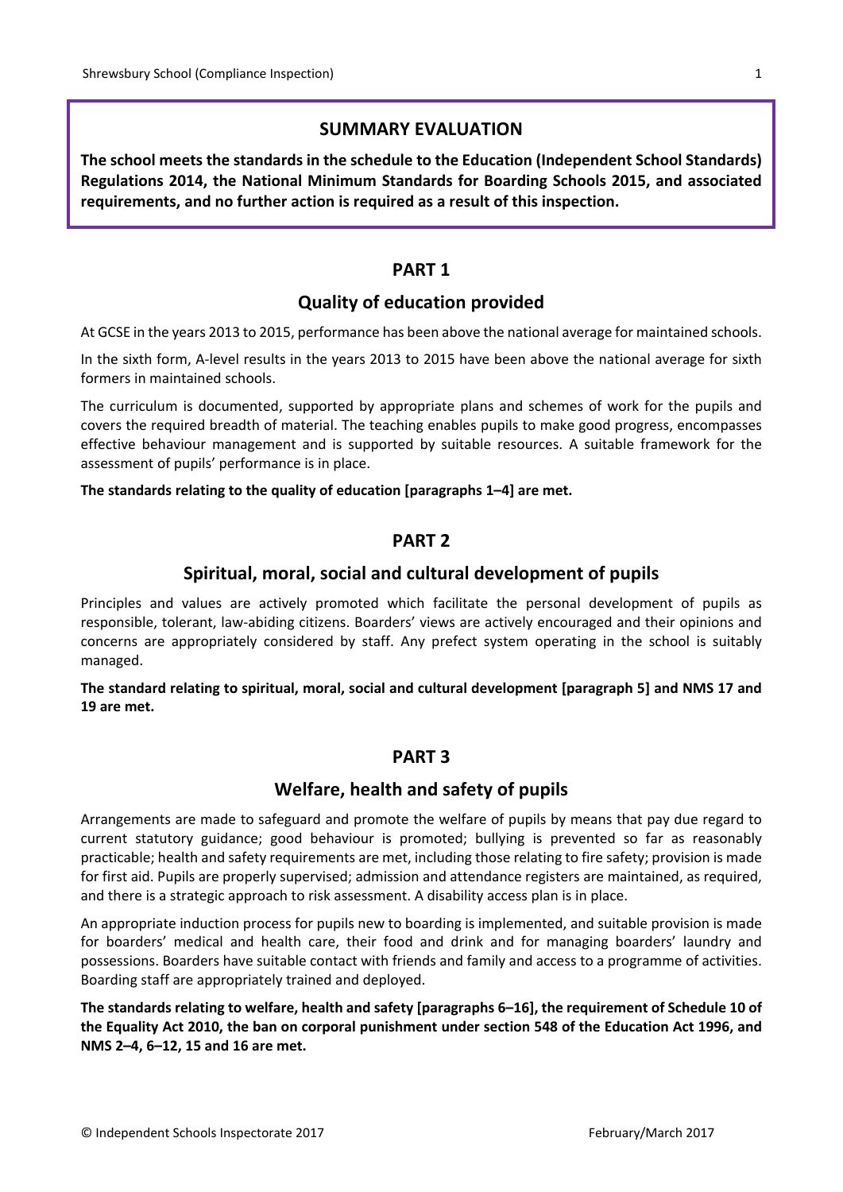## SUMMARY EVALUATION

**The school meets the standards in the schedule to the Education (Independent School Standards) Regulations 2014, the National Minimum Standards for Boarding Schools 2015, and associated requirements, and no further action is required as a result of this inspection.**

## PART 1

### Quality of education provided

At GCSE in the years 2013 to 2015, performance has been above the national average for maintained schools.

In the sixth form, A-level results in the years 2013 to 2015 have been above the national average for sixth formers in maintained schools.

The curriculum is documented, supported by appropriate plans and schemes of work for the pupils and covers the required breadth of material. The teaching enables pupils to make good progress, encompasses effective behaviour management and is supported by suitable resources. A suitable framework for the assessment of pupils' performance is in place.

**The standards relating to the quality of education [paragraphs 1–4] are met.**

## PART 2

### Spiritual, moral, social and cultural development of pupils

Principles and values are actively promoted which facilitate the personal development of pupils as responsible, tolerant, law-abiding citizens. Boarders' views are actively encouraged and their opinions and concerns are appropriately considered by staff. Any prefect system operating in the school is suitably managed.

**The standard relating to spiritual, moral, social and cultural development [paragraph 5] and NMS 17 and 19 are met.**

## PART 3

### Welfare, health and safety of pupils

Arrangements are made to safeguard and promote the welfare of pupils by means that pay due regard to current statutory guidance; good behaviour is promoted; bullying is prevented so far as reasonably practicable; health and safety requirements are met, including those relating to fire safety; provision is made for first aid. Pupils are properly supervised; admission and attendance registers are maintained, as required, and there is a strategic approach to risk assessment. A disability access plan is in place.

An appropriate induction process for pupils new to boarding is implemented, and suitable provision is made for boarders' medical and health care, their food and drink and for managing boarders' laundry and possessions. Boarders have suitable contact with friends and family and access to a programme of activities. Boarding staff are appropriately trained and deployed.

**The standards relating to welfare, health and safety [paragraphs 6–16], the requirement of Schedule 10 of the Equality Act 2010, the ban on corporal punishment under section 548 of the Education Act 1996, and NMS 2–4, 6–12, 15 and 16 are met.**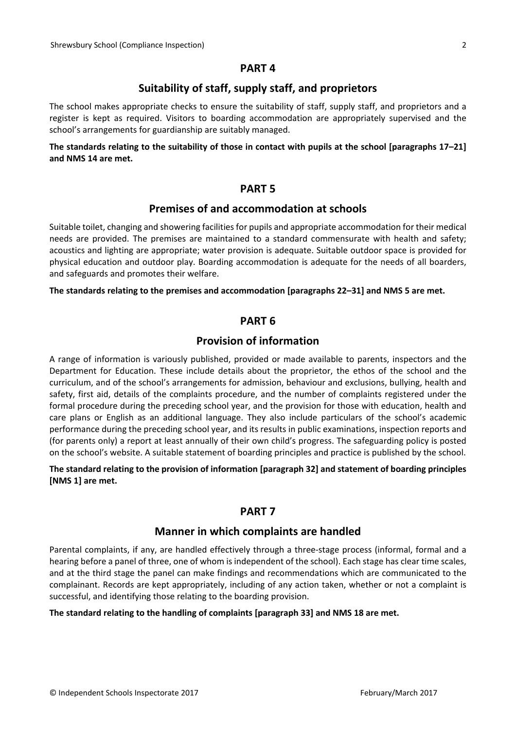## PART 4

### Suitability of staff, supply staff, and proprietors

The school makes appropriate checks to ensure the suitability of staff, supply staff, and proprietors and a register is kept as required. Visitors to boarding accommodation are appropriately supervised and the school's arrangements for guardianship are suitably managed.

**The standards relating to the suitability of those in contact with pupils at the school [paragraphs 17–21] and NMS 14 are met.**

## PART 5

### Premises of and accommodation at schools

Suitable toilet, changing and showering facilities for pupils and appropriate accommodation for their medical needs are provided. The premises are maintained to a standard commensurate with health and safety; acoustics and lighting are appropriate; water provision is adequate. Suitable outdoor space is provided for physical education and outdoor play. Boarding accommodation is adequate for the needs of all boarders, and safeguards and promotes their welfare.

**The standards relating to the premises and accommodation [paragraphs 22–31] and NMS 5 are met.**

## PART 6

### Provision of information

A range of information is variously published, provided or made available to parents, inspectors and the Department for Education. These include details about the proprietor, the ethos of the school and the curriculum, and of the school's arrangements for admission, behaviour and exclusions, bullying, health and safety, first aid, details of the complaints procedure, and the number of complaints registered under the formal procedure during the preceding school year, and the provision for those with education, health and care plans or English as an additional language. They also include particulars of the school's academic performance during the preceding school year, and its results in public examinations, inspection reports and (for parents only) a report at least annually of their own child's progress. The safeguarding policy is posted on the school's website. A suitable statement of boarding principles and practice is published by the school.

**The standard relating to the provision of information [paragraph 32] and statement of boarding principles [NMS 1] are met.**

## PART 7

### Manner in which complaints are handled

Parental complaints, if any, are handled effectively through a three-stage process (informal, formal and a hearing before a panel of three, one of whom is independent of the school). Each stage has clear time scales, and at the third stage the panel can make findings and recommendations which are communicated to the complainant. Records are kept appropriately, including of any action taken, whether or not a complaint is successful, and identifying those relating to the boarding provision.

**The standard relating to the handling of complaints [paragraph 33] and NMS 18 are met.**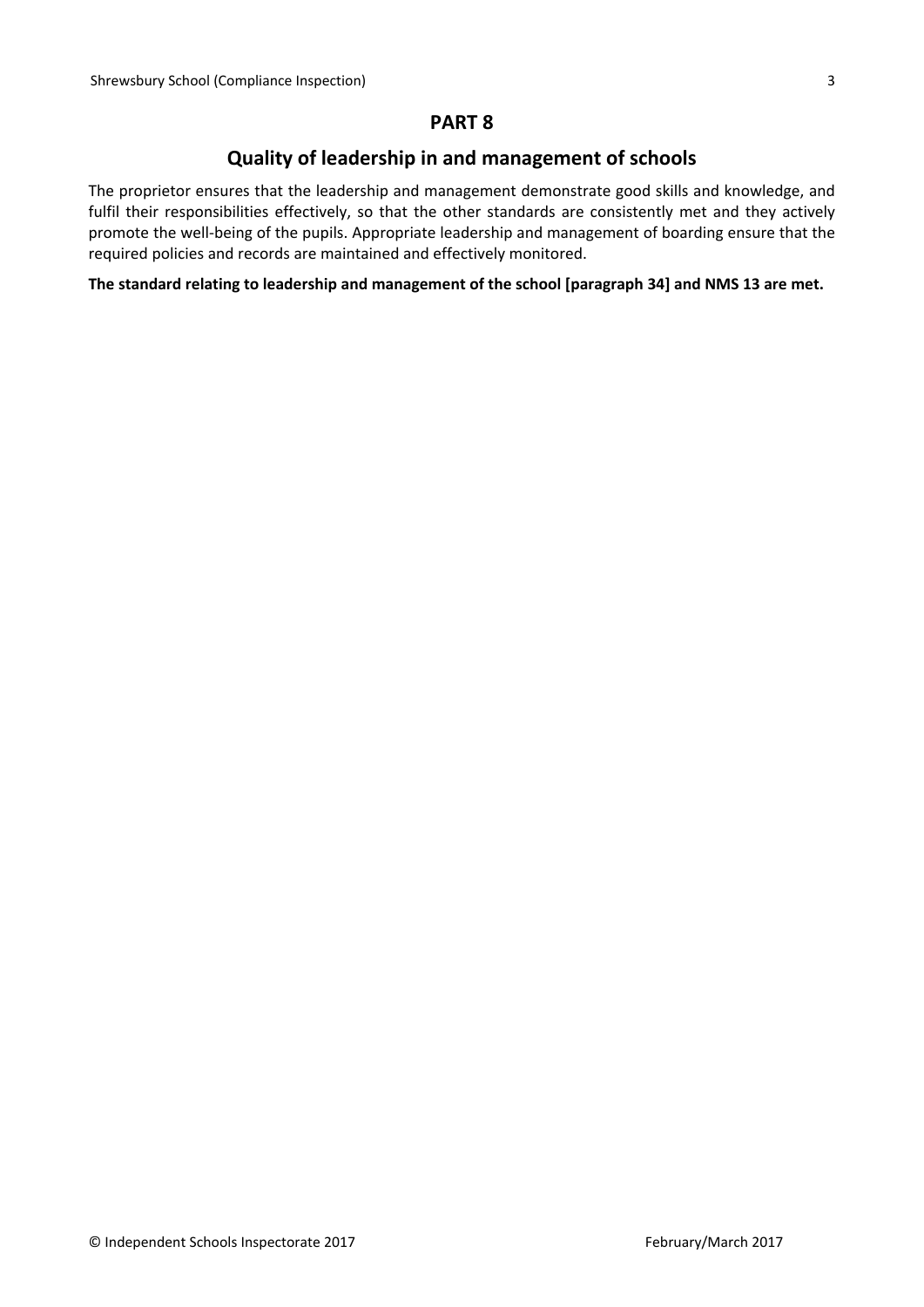## PART 8

## Quality of leadership in and management of schools

The proprietor ensures that the leadership and management demonstrate good skills and knowledge, and fulfil their responsibilities effectively, so that the other standards are consistently met and they actively promote the well-being of the pupils. Appropriate leadership and management of boarding ensure that the required policies and records are maintained and effectively monitored.

**The standard relating to leadership and management of the school [paragraph 34] and NMS 13 are met.**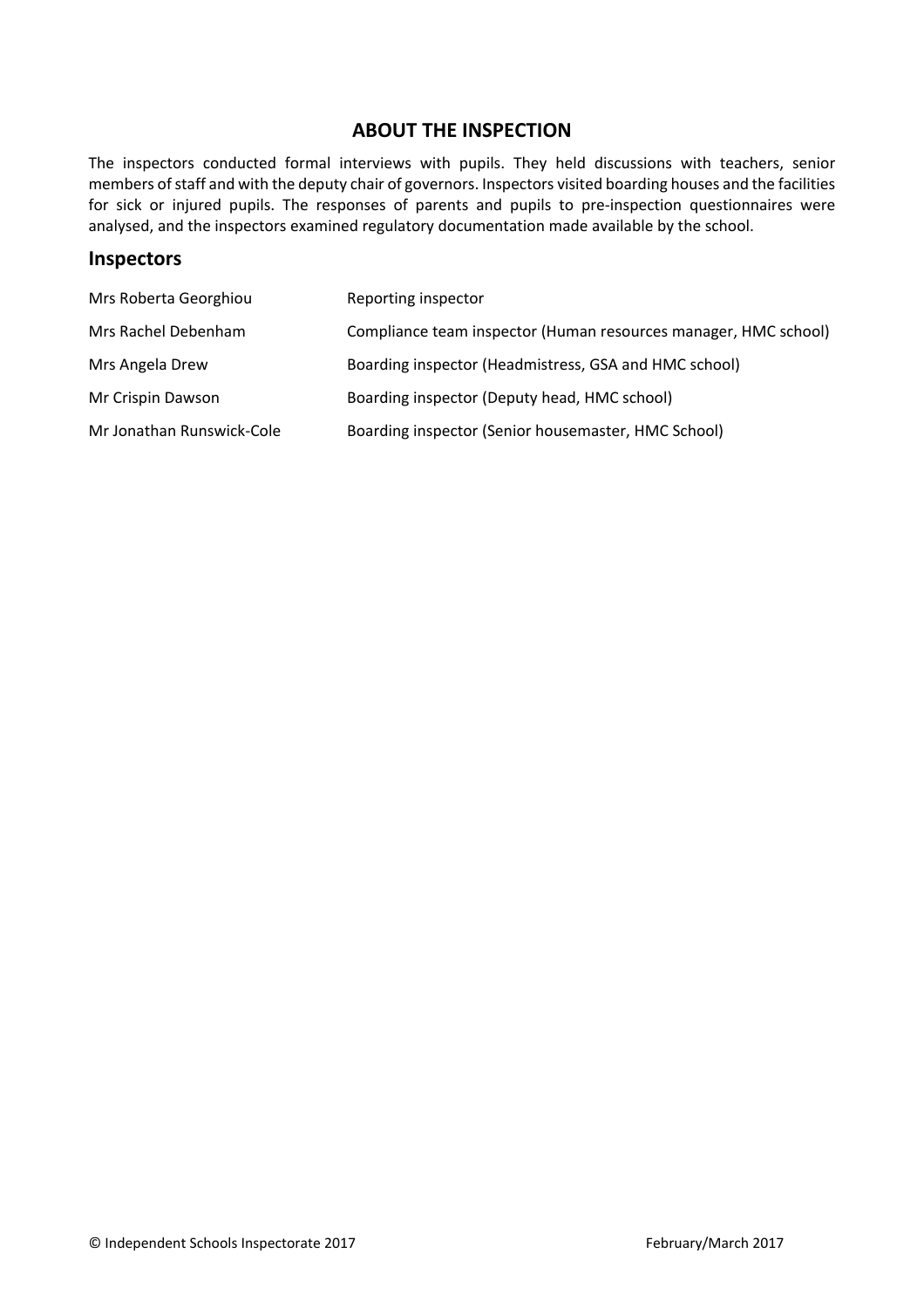## ABOUT THE INSPECTION

The inspectors conducted formal interviews with pupils. They held discussions with teachers, senior members of staff and with the deputy chair of governors. Inspectors visited boarding houses and the facilities for sick or injured pupils. The responses of parents and pupils to pre-inspection questionnaires were analysed, and the inspectors examined regulatory documentation made available by the school.

## Inspectors

| | |
|---|---|
| Mrs Roberta Georghiou | Reporting inspector |
| Mrs Rachel Debenham | Compliance team inspector (Human resources manager, HMC school) |
| Mrs Angela Drew | Boarding inspector (Headmistress, GSA and HMC school) |
| Mr Crispin Dawson | Boarding inspector (Deputy head, HMC school) |
| Mr Jonathan Runswick-Cole | Boarding inspector (Senior housemaster, HMC School) |

© Independent Schools Inspectorate 2017 February/March 2017